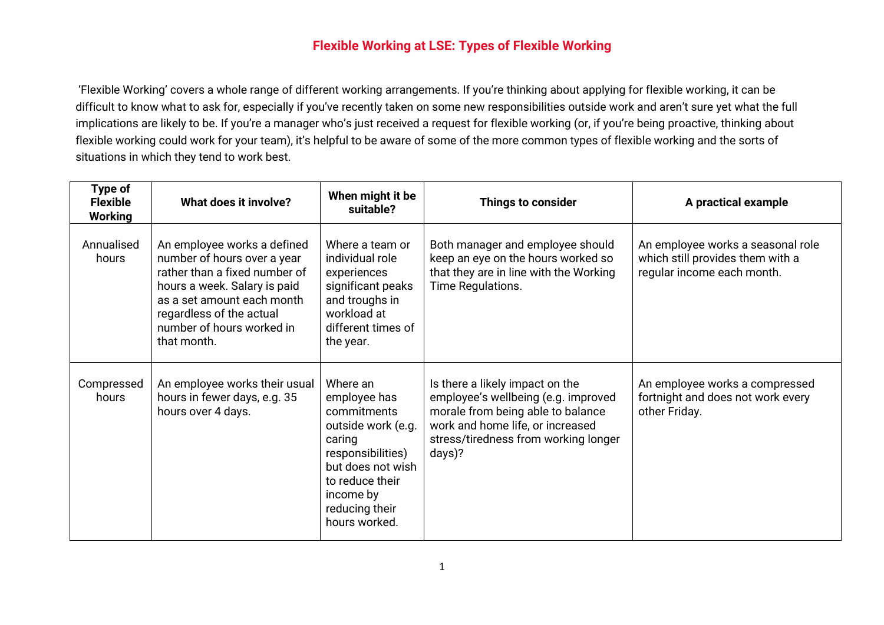# Flexible Working at LSE: Types of Flexible Working

'Flexible Working' covers a whole range of different working arrangements. If you're thinking about applying for flexible working, it can be difficult to know what to ask for, especially if you've recently taken on some new responsibilities outside work and aren't sure yet what the full implications are likely to be. If you're a manager who's just received a request for flexible working (or, if you're being proactive, thinking about flexible working could work for your team), it's helpful to be aware of some of the more common types of flexible working and the sorts of situations in which they tend to work best.

| Type of Flexible Working | What does it involve? | When might it be suitable? | Things to consider | A practical example |
|---|---|---|---|---|
| Annualised hours | An employee works a defined number of hours over a year rather than a fixed number of hours a week. Salary is paid as a set amount each month regardless of the actual number of hours worked in that month. | Where a team or individual role experiences significant peaks and troughs in workload at different times of the year. | Both manager and employee should keep an eye on the hours worked so that they are in line with the Working Time Regulations. | An employee works a seasonal role which still provides them with a regular income each month. |
| Compressed hours | An employee works their usual hours in fewer days, e.g. 35 hours over 4 days. | Where an employee has commitments outside work (e.g. caring responsibilities) but does not wish to reduce their income by reducing their hours worked. | Is there a likely impact on the employee's wellbeing (e.g. improved morale from being able to balance work and home life, or increased stress/tiredness from working longer days)? | An employee works a compressed fortnight and does not work every other Friday. |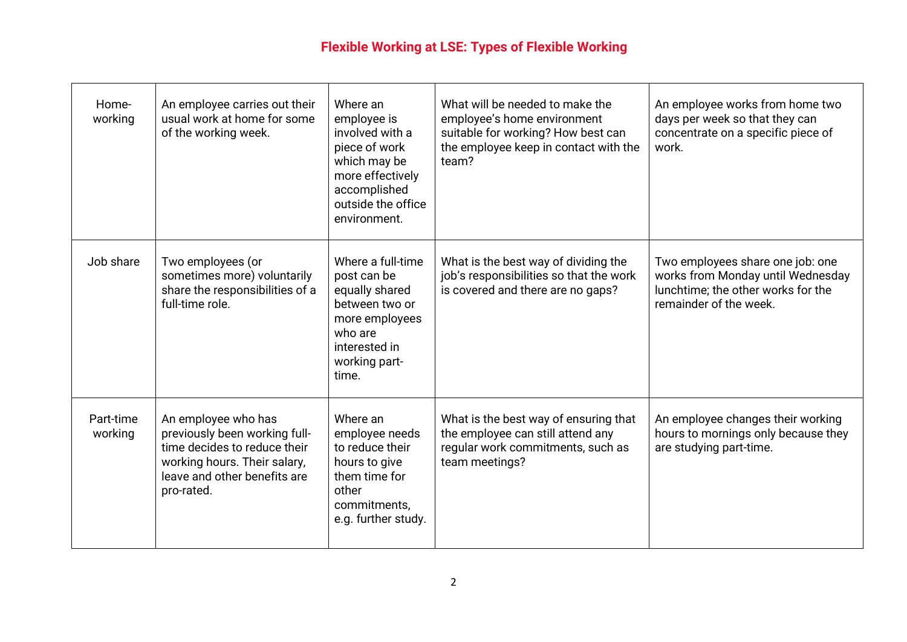## Flexible Working at LSE: Types of Flexible Working

| | | | | |
|---|---|---|---|---|
| Home-working | An employee carries out their usual work at home for some of the working week. | Where an employee is involved with a piece of work which may be more effectively accomplished outside the office environment. | What will be needed to make the employee's home environment suitable for working? How best can the employee keep in contact with the team? | An employee works from home two days per week so that they can concentrate on a specific piece of work. |
| Job share | Two employees (or sometimes more) voluntarily share the responsibilities of a full-time role. | Where a full-time post can be equally shared between two or more employees who are interested in working part-time. | What is the best way of dividing the job's responsibilities so that the work is covered and there are no gaps? | Two employees share one job: one works from Monday until Wednesday lunchtime; the other works for the remainder of the week. |
| Part-time working | An employee who has previously been working full-time decides to reduce their working hours. Their salary, leave and other benefits are pro-rated. | Where an employee needs to reduce their hours to give them time for other commitments, e.g. further study. | What is the best way of ensuring that the employee can still attend any regular work commitments, such as team meetings? | An employee changes their working hours to mornings only because they are studying part-time. |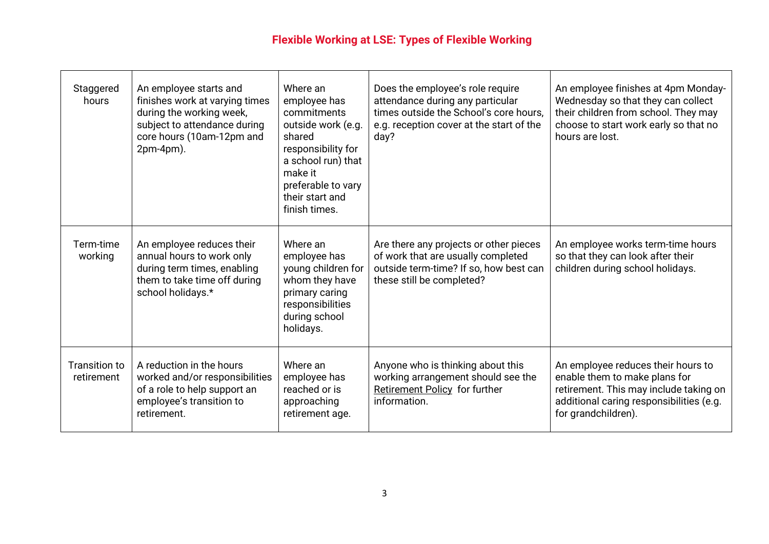## Flexible Working at LSE: Types of Flexible Working

| | | | | |
|---|---|---|---|---|
| Staggered hours | An employee starts and finishes work at varying times during the working week, subject to attendance during core hours (10am-12pm and 2pm-4pm). | Where an employee has commitments outside work (e.g. shared responsibility for a school run) that make it preferable to vary their start and finish times. | Does the employee's role require attendance during any particular times outside the School's core hours, e.g. reception cover at the start of the day? | An employee finishes at 4pm Monday-Wednesday so that they can collect their children from school. They may choose to start work early so that no hours are lost. |
| Term-time working | An employee reduces their annual hours to work only during term times, enabling them to take time off during school holidays.* | Where an employee has young children for whom they have primary caring responsibilities during school holidays. | Are there any projects or other pieces of work that are usually completed outside term-time? If so, how best can these still be completed? | An employee works term-time hours so that they can look after their children during school holidays. |
| Transition to retirement | A reduction in the hours worked and/or responsibilities of a role to help support an employee's transition to retirement. | Where an employee has reached or is approaching retirement age. | Anyone who is thinking about this working arrangement should see the Retirement Policy for further information. | An employee reduces their hours to enable them to make plans for retirement. This may include taking on additional caring responsibilities (e.g. for grandchildren). |